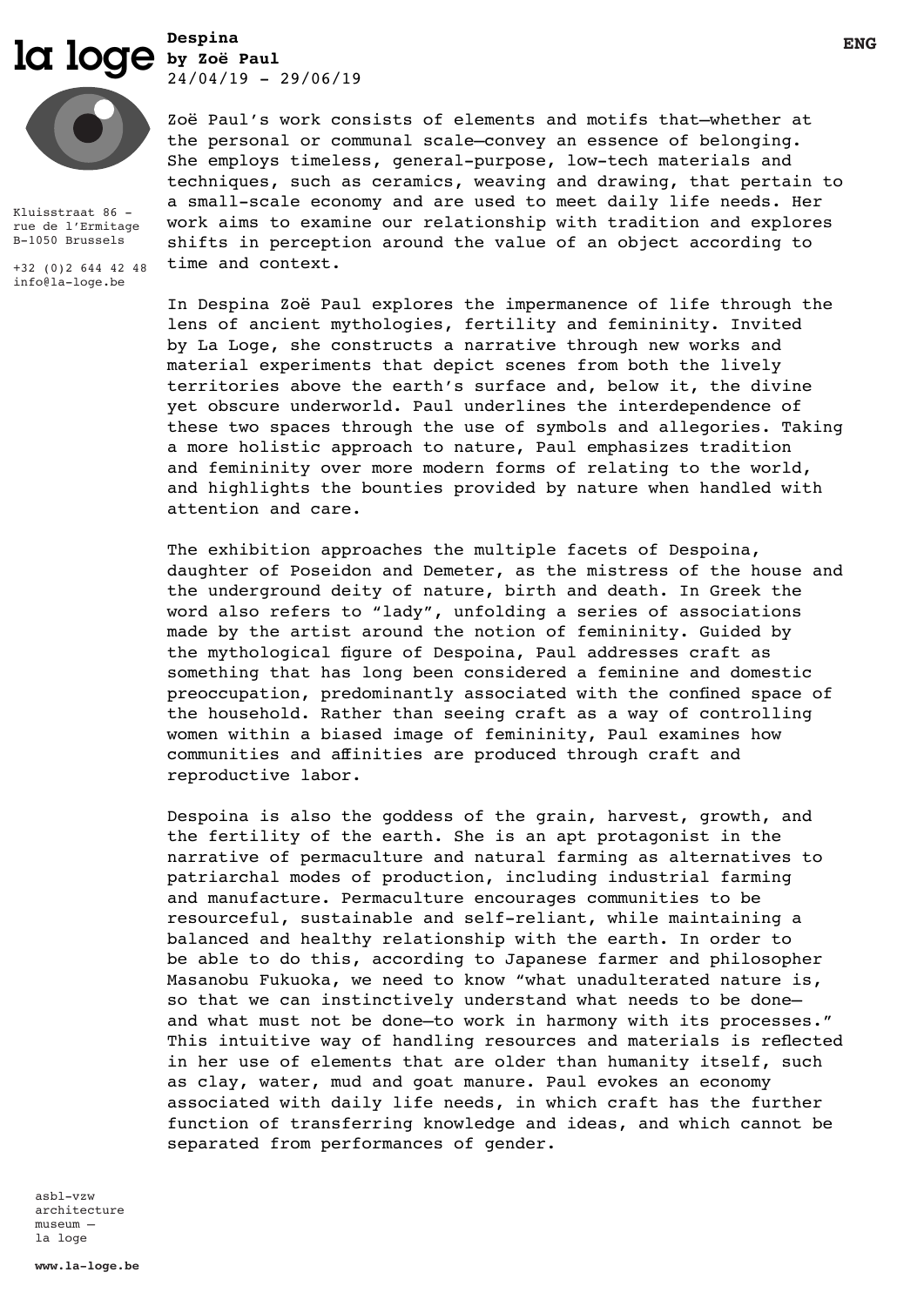la loge

**Despina**
**by Zoë Paul**
24/04/19 – 29/06/19

**ENG**

Kluisstraat 86 –
rue de l'Ermitage
B–1050 Brussels

+32 (0)2 644 42 48
info@la-loge.be

Zoë Paul's work consists of elements and motifs that—whether at the personal or communal scale—convey an essence of belonging. She employs timeless, general-purpose, low-tech materials and techniques, such as ceramics, weaving and drawing, that pertain to a small-scale economy and are used to meet daily life needs. Her work aims to examine our relationship with tradition and explores shifts in perception around the value of an object according to time and context.

In Despina Zoë Paul explores the impermanence of life through the lens of ancient mythologies, fertility and femininity. Invited by La Loge, she constructs a narrative through new works and material experiments that depict scenes from both the lively territories above the earth's surface and, below it, the divine yet obscure underworld. Paul underlines the interdependence of these two spaces through the use of symbols and allegories. Taking a more holistic approach to nature, Paul emphasizes tradition and femininity over more modern forms of relating to the world, and highlights the bounties provided by nature when handled with attention and care.

The exhibition approaches the multiple facets of Despoina, daughter of Poseidon and Demeter, as the mistress of the house and the underground deity of nature, birth and death. In Greek the word also refers to "lady", unfolding a series of associations made by the artist around the notion of femininity. Guided by the mythological figure of Despoina, Paul addresses craft as something that has long been considered a feminine and domestic preoccupation, predominantly associated with the confined space of the household. Rather than seeing craft as a way of controlling women within a biased image of femininity, Paul examines how communities and affinities are produced through craft and reproductive labor.

Despoina is also the goddess of the grain, harvest, growth, and the fertility of the earth. She is an apt protagonist in the narrative of permaculture and natural farming as alternatives to patriarchal modes of production, including industrial farming and manufacture. Permaculture encourages communities to be resourceful, sustainable and self-reliant, while maintaining a balanced and healthy relationship with the earth. In order to be able to do this, according to Japanese farmer and philosopher Masanobu Fukuoka, we need to know "what unadulterated nature is, so that we can instinctively understand what needs to be done—and what must not be done—to work in harmony with its processes." This intuitive way of handling resources and materials is reflected in her use of elements that are older than humanity itself, such as clay, water, mud and goat manure. Paul evokes an economy associated with daily life needs, in which craft has the further function of transferring knowledge and ideas, and which cannot be separated from performances of gender.

asbl–vzw
architecture
museum —
la loge

**www.la-loge.be**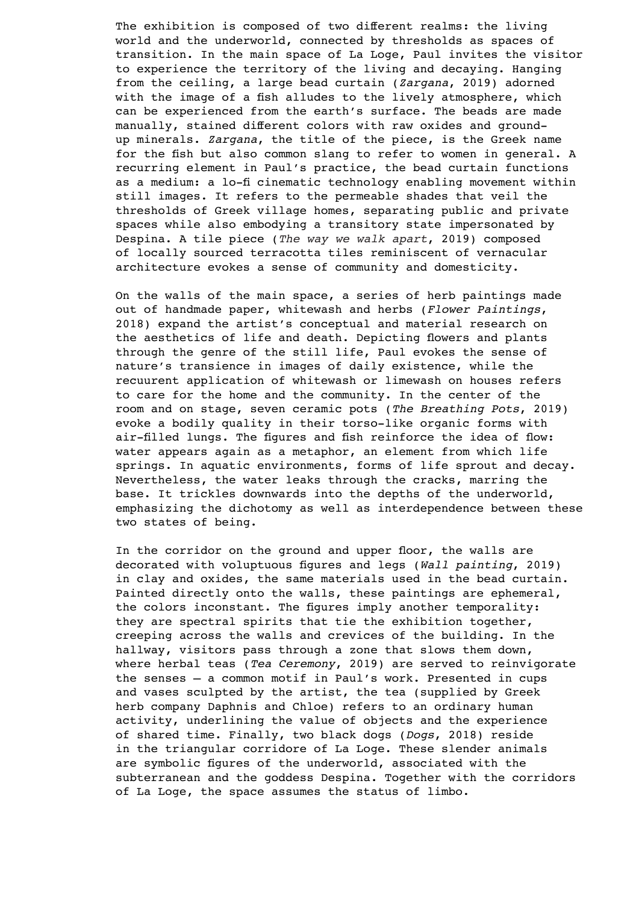The exhibition is composed of two different realms: the living world and the underworld, connected by thresholds as spaces of transition. In the main space of La Loge, Paul invites the visitor to experience the territory of the living and decaying. Hanging from the ceiling, a large bead curtain (*Zargana*, 2019) adorned with the image of a fish alludes to the lively atmosphere, which can be experienced from the earth's surface. The beads are made manually, stained different colors with raw oxides and ground-up minerals. *Zargana*, the title of the piece, is the Greek name for the fish but also common slang to refer to women in general. A recurring element in Paul's practice, the bead curtain functions as a medium: a lo-fi cinematic technology enabling movement within still images. It refers to the permeable shades that veil the thresholds of Greek village homes, separating public and private spaces while also embodying a transitory state impersonated by Despina. A tile piece (*The way we walk apart*, 2019) composed of locally sourced terracotta tiles reminiscent of vernacular architecture evokes a sense of community and domesticity.

On the walls of the main space, a series of herb paintings made out of handmade paper, whitewash and herbs (*Flower Paintings*, 2018) expand the artist's conceptual and material research on the aesthetics of life and death. Depicting flowers and plants through the genre of the still life, Paul evokes the sense of nature's transience in images of daily existence, while the recuurent application of whitewash or limewash on houses refers to care for the home and the community. In the center of the room and on stage, seven ceramic pots (*The Breathing Pots*, 2019) evoke a bodily quality in their torso-like organic forms with air-filled lungs. The figures and fish reinforce the idea of flow: water appears again as a metaphor, an element from which life springs. In aquatic environments, forms of life sprout and decay. Nevertheless, the water leaks through the cracks, marring the base. It trickles downwards into the depths of the underworld, emphasizing the dichotomy as well as interdependence between these two states of being.

In the corridor on the ground and upper floor, the walls are decorated with voluptuous figures and legs (*Wall painting*, 2019) in clay and oxides, the same materials used in the bead curtain. Painted directly onto the walls, these paintings are ephemeral, the colors inconstant. The figures imply another temporality: they are spectral spirits that tie the exhibition together, creeping across the walls and crevices of the building. In the hallway, visitors pass through a zone that slows them down, where herbal teas (*Tea Ceremony*, 2019) are served to reinvigorate the senses – a common motif in Paul's work. Presented in cups and vases sculpted by the artist, the tea (supplied by Greek herb company Daphnis and Chloe) refers to an ordinary human activity, underlining the value of objects and the experience of shared time. Finally, two black dogs (*Dogs*, 2018) reside in the triangular corridore of La Loge. These slender animals are symbolic figures of the underworld, associated with the subterranean and the goddess Despina. Together with the corridors of La Loge, the space assumes the status of limbo.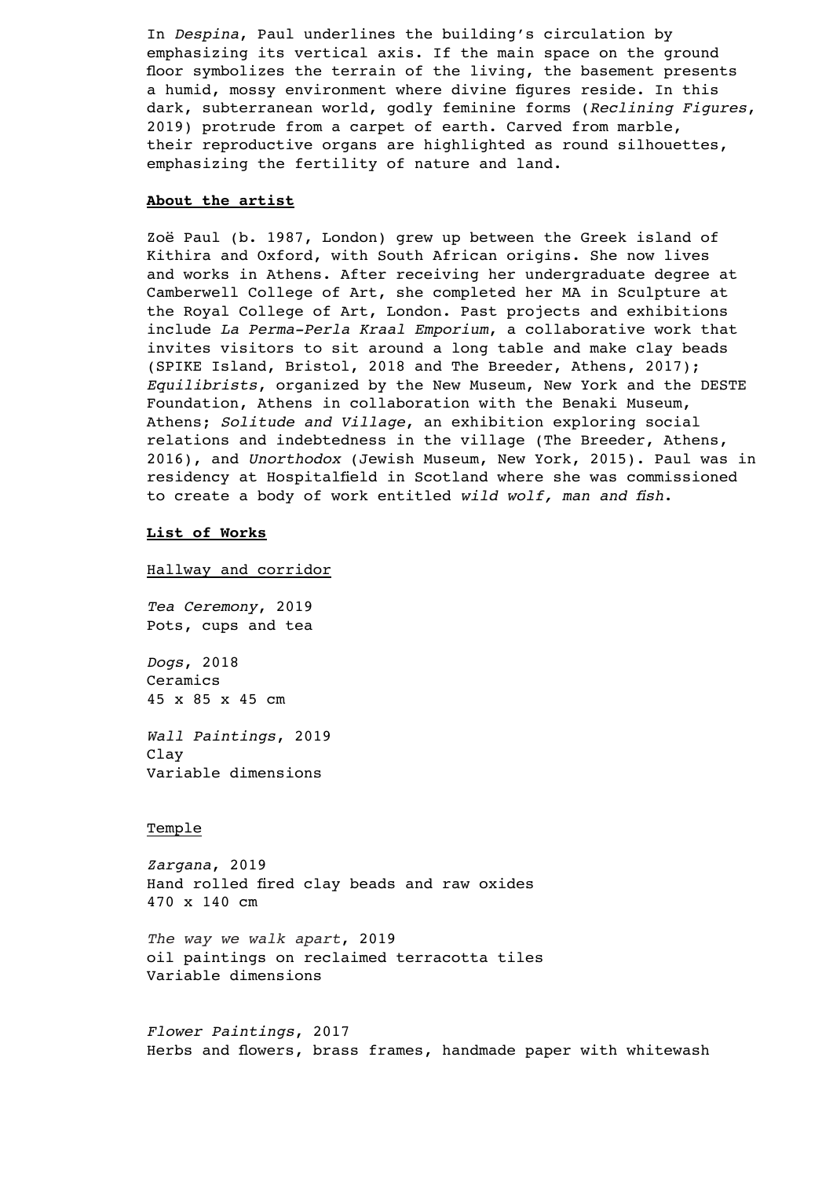In *Despina*, Paul underlines the building's circulation by emphasizing its vertical axis. If the main space on the ground floor symbolizes the terrain of the living, the basement presents a humid, mossy environment where divine figures reside. In this dark, subterranean world, godly feminine forms (*Reclining Figures*, 2019) protrude from a carpet of earth. Carved from marble, their reproductive organs are highlighted as round silhouettes, emphasizing the fertility of nature and land.

**About the artist**

Zoë Paul (b. 1987, London) grew up between the Greek island of Kithira and Oxford, with South African origins. She now lives and works in Athens. After receiving her undergraduate degree at Camberwell College of Art, she completed her MA in Sculpture at the Royal College of Art, London. Past projects and exhibitions include *La Perma-Perla Kraal Emporium*, a collaborative work that invites visitors to sit around a long table and make clay beads (SPIKE Island, Bristol, 2018 and The Breeder, Athens, 2017); *Equilibrists*, organized by the New Museum, New York and the DESTE Foundation, Athens in collaboration with the Benaki Museum, Athens; *Solitude and Village*, an exhibition exploring social relations and indebtedness in the village (The Breeder, Athens, 2016), and *Unorthodox* (Jewish Museum, New York, 2015). Paul was in residency at Hospitalfield in Scotland where she was commissioned to create a body of work entitled *wild wolf, man and fish*.

**List of Works**

Hallway and corridor

*Tea Ceremony*, 2019
Pots, cups and tea

*Dogs*, 2018
Ceramics
45 x 85 x 45 cm

*Wall Paintings*, 2019
Clay
Variable dimensions

Temple

*Zargana*, 2019
Hand rolled fired clay beads and raw oxides
470 x 140 cm

*The way we walk apart*, 2019
oil paintings on reclaimed terracotta tiles
Variable dimensions

*Flower Paintings*, 2017
Herbs and flowers, brass frames, handmade paper with whitewash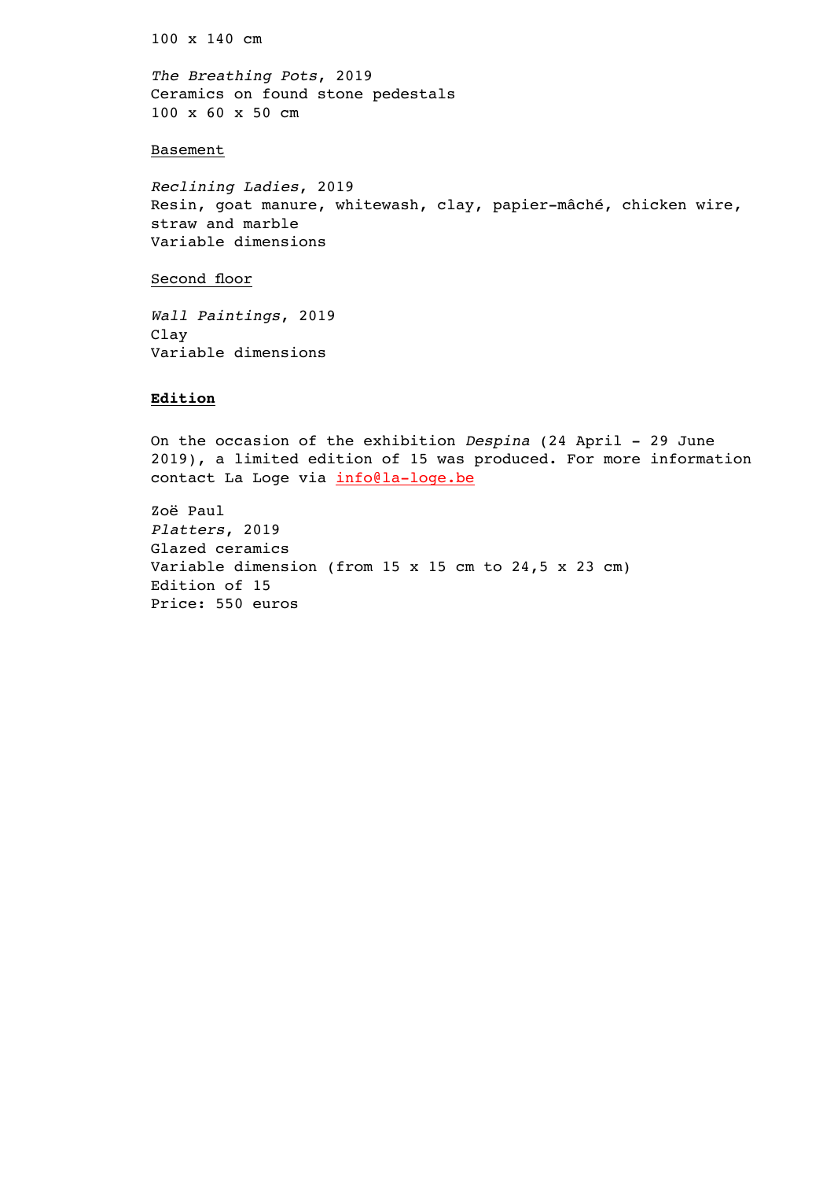100 x 140 cm

*The Breathing Pots*, 2019
Ceramics on found stone pedestals
100 x 60 x 50 cm

<u>Basement</u>

*Reclining Ladies*, 2019
Resin, goat manure, whitewash, clay, papier-mâché, chicken wire, straw and marble
Variable dimensions

<u>Second floor</u>

*Wall Paintings*, 2019
Clay
Variable dimensions

## **Edition**

On the occasion of the exhibition *Despina* (24 April - 29 June 2019), a limited edition of 15 was produced. For more information contact La Loge via [info@la-loge.be](mailto:info@la-loge.be)

Zoë Paul
*Platters*, 2019
Glazed ceramics
Variable dimension (from 15 x 15 cm to 24,5 x 23 cm)
Edition of 15
Price: 550 euros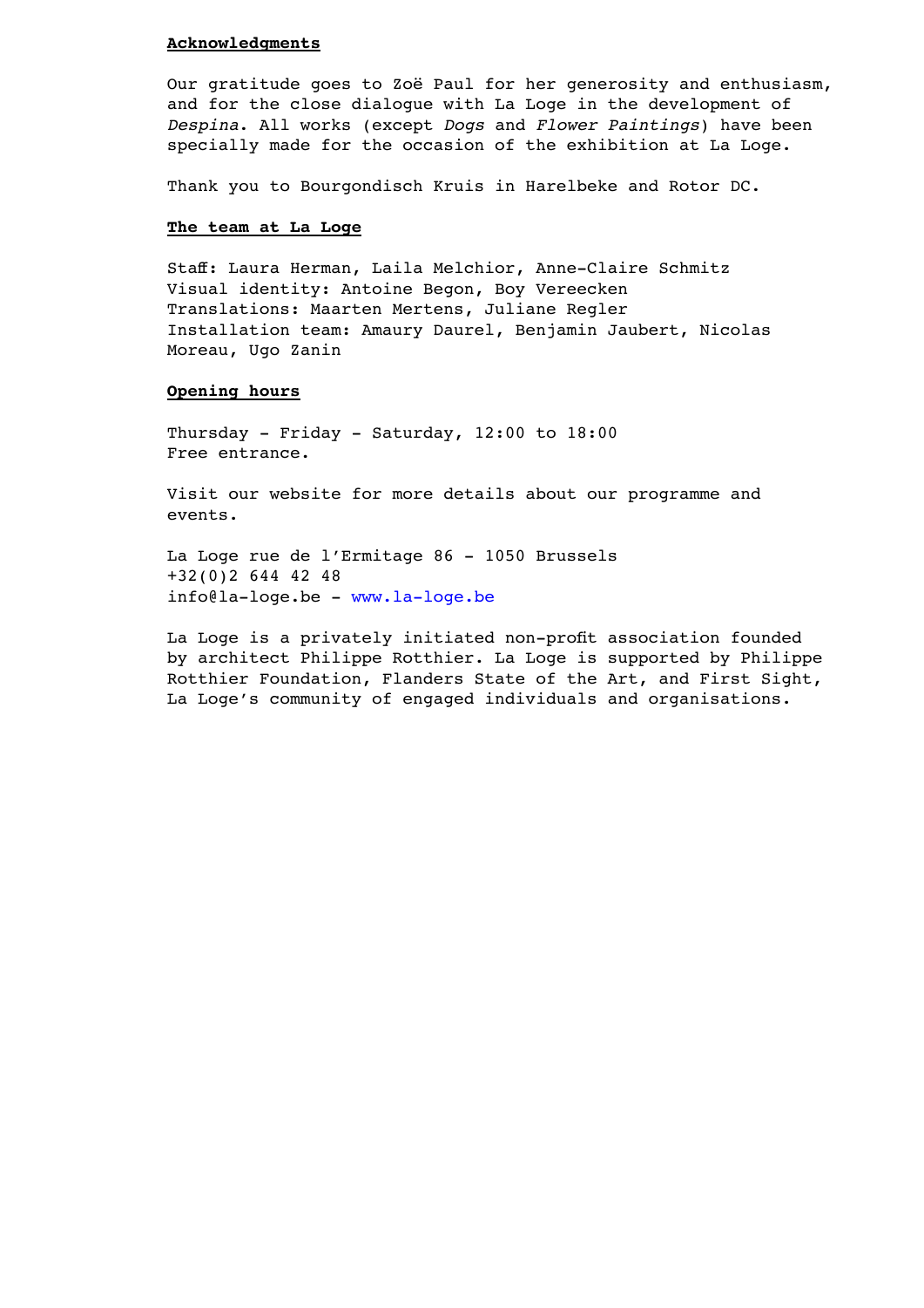## Acknowledgments

Our gratitude goes to Zoë Paul for her generosity and enthusiasm, and for the close dialogue with La Loge in the development of *Despina*. All works (except *Dogs* and *Flower Paintings*) have been specially made for the occasion of the exhibition at La Loge.

Thank you to Bourgondisch Kruis in Harelbeke and Rotor DC.

## The team at La Loge

Staff: Laura Herman, Laila Melchior, Anne-Claire Schmitz
Visual identity: Antoine Begon, Boy Vereecken
Translations: Maarten Mertens, Juliane Regler
Installation team: Amaury Daurel, Benjamin Jaubert, Nicolas Moreau, Ugo Zanin

## Opening hours

Thursday - Friday - Saturday, 12:00 to 18:00
Free entrance.

Visit our website for more details about our programme and events.

La Loge rue de l'Ermitage 86 - 1050 Brussels
+32(0)2 644 42 48
info@la-loge.be - www.la-loge.be

La Loge is a privately initiated non-profit association founded by architect Philippe Rotthier. La Loge is supported by Philippe Rotthier Foundation, Flanders State of the Art, and First Sight, La Loge's community of engaged individuals and organisations.